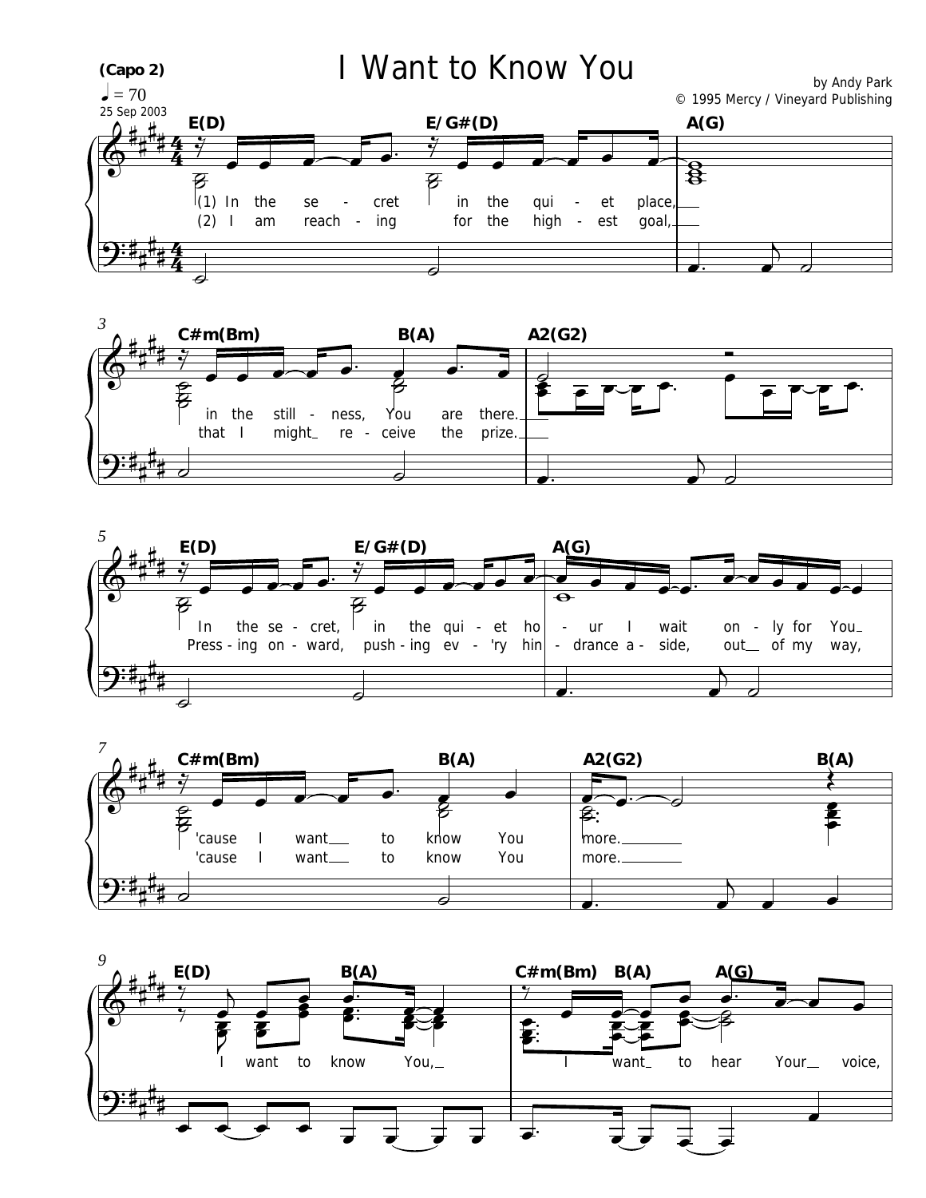# I Want to Know You

**(Capo 2)**

♩ = 70

25 Sep 2003

by Andy Park

© 1995 Mercy / Vineyard Publishing

E(D) E/G#(D) A(G)

(1) In the se - cret in the qui - et place,
(2) I am reach - ing for the high - est goal,

C#m(Bm) B(A) A2(G2)

in the still - ness, You are there.
that I might re - ceive the prize.

E(D) E/G#(D) A(G)

In the se - cret, in the qui - et ho - ur I wait on - ly for You
Press - ing on - ward, push - ing ev - 'ry hin - drance a - side, out of my way,

C#m(Bm) B(A) A2(G2) B(A)

'cause I want to know You more.
'cause I want to know You more.

E(D) B(A) C#m(Bm) B(A) A(G)

I want to know You, I want to hear Your voice,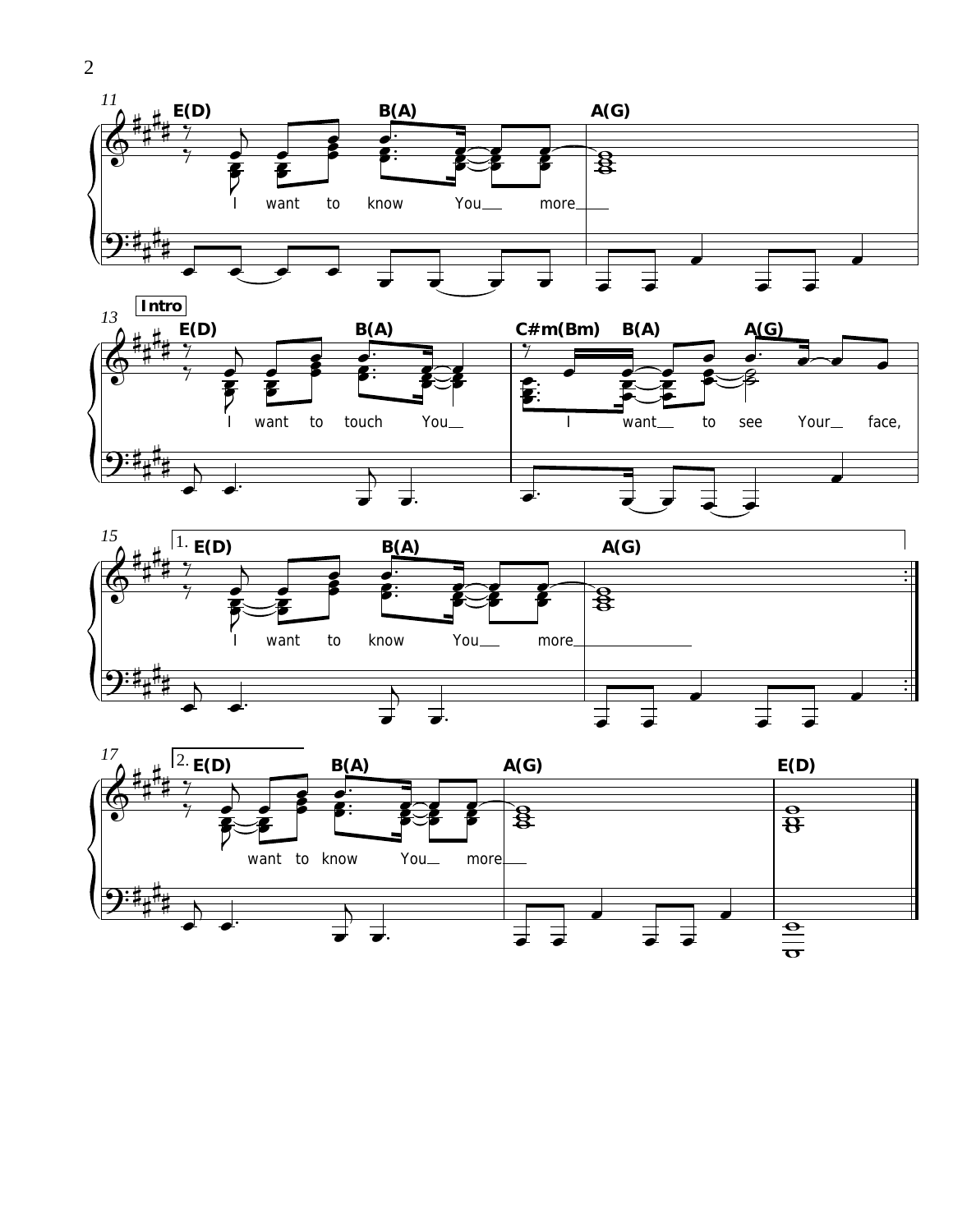11

E(D) B(A) A(G)

I want to know You more

Intro

13

E(D) B(A) C#m(Bm) B(A) A(G)

I want to touch You I want to see Your face,

15

1\. E(D) B(A) A(G)

I want to know You more

17

2\. E(D) B(A) A(G) E(D)

want to know You more